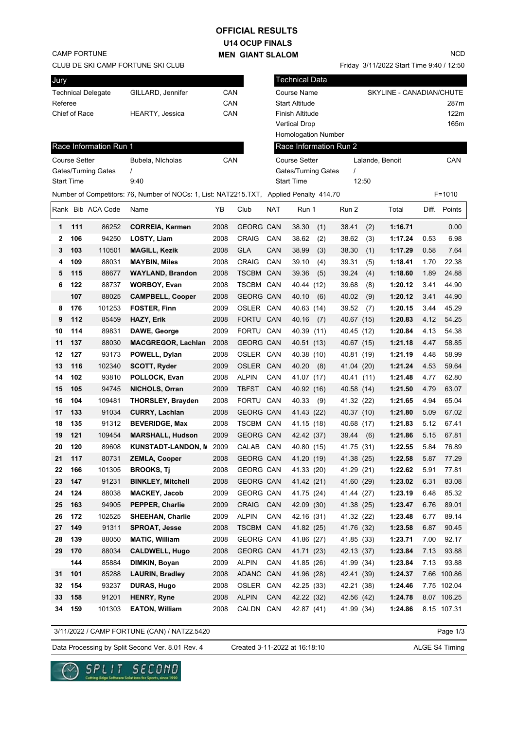# OFFICIAL RESULTS
## U14 OCUP FINALS
## MEN GIANT SLALOM

CAMP FORTUNE
CLUB DE SKI CAMP FORTUNE SKI CLUB

NCD
Friday 3/11/2022 Start Time 9:40 / 12:50

| Jury | | |
|---|---|---|
| Technical Delegate | GILLARD, Jennifer | CAN |
| Referee | | CAN |
| Chief of Race | HEARTY, Jessica | CAN |

| Technical Data | |
|---|---|
| Course Name | SKYLINE - CANADIAN/CHUTE |
| Start Altitude | 287m |
| Finish Altitude | 122m |
| Vertical Drop | 165m |
| Homologation Number | |

| Race Information Run 1 | | |
|---|---|---|
| Course Setter | Bubela, NIcholas | CAN |
| Gates/Turning Gates | / | |
| Start Time | 9:40 | |

| Race Information Run 2 | | |
|---|---|---|
| Course Setter | Lalande, Benoit | CAN |
| Gates/Turning Gates | / | |
| Start Time | 12:50 | |

Number of Competitors: 76, Number of NOCs: 1, List: NAT2215.TXT, Applied Penalty 414.70 F=1010

| Rank | Bib | ACA Code | Name | YB | Club | NAT | Run 1 | Run 2 | Total | Diff. | Points |
|---|---|---|---|---|---|---|---|---|---|---|---|
| 1 | 111 | 86252 | **CORREIA, Karmen** | 2008 | GEORG | CAN | 38.30 (1) | 38.41 (2) | **1:16.71** | | 0.00 |
| 2 | 106 | 94250 | **LOSTY, Liam** | 2008 | CRAIG | CAN | 38.62 (2) | 38.62 (3) | **1:17.24** | 0.53 | 6.98 |
| 3 | 103 | 110501 | **MAGILL, Kezik** | 2008 | GLA | CAN | 38.99 (3) | 38.30 (1) | **1:17.29** | 0.58 | 7.64 |
| 4 | 109 | 88031 | **MAYBIN, Miles** | 2008 | CRAIG | CAN | 39.10 (4) | 39.31 (5) | **1:18.41** | 1.70 | 22.38 |
| 5 | 115 | 88677 | **WAYLAND, Brandon** | 2008 | TSCBM | CAN | 39.36 (5) | 39.24 (4) | **1:18.60** | 1.89 | 24.88 |
| 6 | 122 | 88737 | **WORBOY, Evan** | 2008 | TSCBM | CAN | 40.44 (12) | 39.68 (8) | **1:20.12** | 3.41 | 44.90 |
| | 107 | 88025 | **CAMPBELL, Cooper** | 2008 | GEORG | CAN | 40.10 (6) | 40.02 (9) | **1:20.12** | 3.41 | 44.90 |
| 8 | 176 | 101253 | **FOSTER, Finn** | 2009 | OSLER | CAN | 40.63 (14) | 39.52 (7) | **1:20.15** | 3.44 | 45.29 |
| 9 | 112 | 85459 | **HAZY, Erik** | 2008 | FORTU | CAN | 40.16 (7) | 40.67 (15) | **1:20.83** | 4.12 | 54.25 |
| 10 | 114 | 89831 | **DAWE, George** | 2009 | FORTU | CAN | 40.39 (11) | 40.45 (12) | **1:20.84** | 4.13 | 54.38 |
| 11 | 137 | 88030 | **MACGREGOR, Lachlan** | 2008 | GEORG | CAN | 40.51 (13) | 40.67 (15) | **1:21.18** | 4.47 | 58.85 |
| 12 | 127 | 93173 | **POWELL, Dylan** | 2008 | OSLER | CAN | 40.38 (10) | 40.81 (19) | **1:21.19** | 4.48 | 58.99 |
| 13 | 116 | 102340 | **SCOTT, Ryder** | 2009 | OSLER | CAN | 40.20 (8) | 41.04 (20) | **1:21.24** | 4.53 | 59.64 |
| 14 | 102 | 93810 | **POLLOCK, Evan** | 2008 | ALPIN | CAN | 41.07 (17) | 40.41 (11) | **1:21.48** | 4.77 | 62.80 |
| 15 | 105 | 94745 | **NICHOLS, Orran** | 2009 | TBFST | CAN | 40.92 (16) | 40.58 (14) | **1:21.50** | 4.79 | 63.07 |
| 16 | 104 | 109481 | **THORSLEY, Brayden** | 2008 | FORTU | CAN | 40.33 (9) | 41.32 (22) | **1:21.65** | 4.94 | 65.04 |
| 17 | 133 | 91034 | **CURRY, Lachlan** | 2008 | GEORG | CAN | 41.43 (22) | 40.37 (10) | **1:21.80** | 5.09 | 67.02 |
| 18 | 135 | 91312 | **BEVERIDGE, Max** | 2008 | TSCBM | CAN | 41.15 (18) | 40.68 (17) | **1:21.83** | 5.12 | 67.41 |
| 19 | 121 | 109454 | **MARSHALL, Hudson** | 2009 | GEORG | CAN | 42.42 (37) | 39.44 (6) | **1:21.86** | 5.15 | 67.81 |
| 20 | 120 | 89608 | **KUNSTADT-LANDON, N** | 2009 | CALAB | CAN | 40.80 (15) | 41.75 (31) | **1:22.55** | 5.84 | 76.89 |
| 21 | 117 | 80731 | **ZEMLA, Cooper** | 2008 | GEORG | CAN | 41.20 (19) | 41.38 (25) | **1:22.58** | 5.87 | 77.29 |
| 22 | 166 | 101305 | **BROOKS, Tj** | 2008 | GEORG | CAN | 41.33 (20) | 41.29 (21) | **1:22.62** | 5.91 | 77.81 |
| 23 | 147 | 91231 | **BINKLEY, Mitchell** | 2008 | GEORG | CAN | 41.42 (21) | 41.60 (29) | **1:23.02** | 6.31 | 83.08 |
| 24 | 124 | 88038 | **MACKEY, Jacob** | 2009 | GEORG | CAN | 41.75 (24) | 41.44 (27) | **1:23.19** | 6.48 | 85.32 |
| 25 | 163 | 94905 | **PEPPER, Charlie** | 2009 | CRAIG | CAN | 42.09 (30) | 41.38 (25) | **1:23.47** | 6.76 | 89.01 |
| 26 | 172 | 102525 | **SHEEHAN, Charlie** | 2009 | ALPIN | CAN | 42.16 (31) | 41.32 (22) | **1:23.48** | 6.77 | 89.14 |
| 27 | 149 | 91311 | **SPROAT, Jesse** | 2008 | TSCBM | CAN | 41.82 (25) | 41.76 (32) | **1:23.58** | 6.87 | 90.45 |
| 28 | 139 | 88050 | **MATIC, William** | 2008 | GEORG | CAN | 41.86 (27) | 41.85 (33) | **1:23.71** | 7.00 | 92.17 |
| 29 | 170 | 88034 | **CALDWELL, Hugo** | 2008 | GEORG | CAN | 41.71 (23) | 42.13 (37) | **1:23.84** | 7.13 | 93.88 |
| | 144 | 85884 | **DIMKIN, Boyan** | 2009 | ALPIN | CAN | 41.85 (26) | 41.99 (34) | **1:23.84** | 7.13 | 93.88 |
| 31 | 101 | 85288 | **LAURIN, Bradley** | 2008 | ADANC | CAN | 41.96 (28) | 42.41 (39) | **1:24.37** | 7.66 | 100.86 |
| 32 | 154 | 93237 | **DURAS, Hugo** | 2008 | OSLER | CAN | 42.25 (33) | 42.21 (38) | **1:24.46** | 7.75 | 102.04 |
| 33 | 158 | 91201 | **HENRY, Ryne** | 2008 | ALPIN | CAN | 42.22 (32) | 42.56 (42) | **1:24.78** | 8.07 | 106.25 |
| 34 | 159 | 101303 | **EATON, William** | 2008 | CALDN | CAN | 42.87 (41) | 41.99 (34) | **1:24.86** | 8.15 | 107.31 |

3/11/2022 / CAMP FORTUNE (CAN) / NAT22.5420

Data Processing by Split Second Ver. 8.01 Rev. 4 Created 3-11-2022 at 16:18:10 ALGE S4 Timing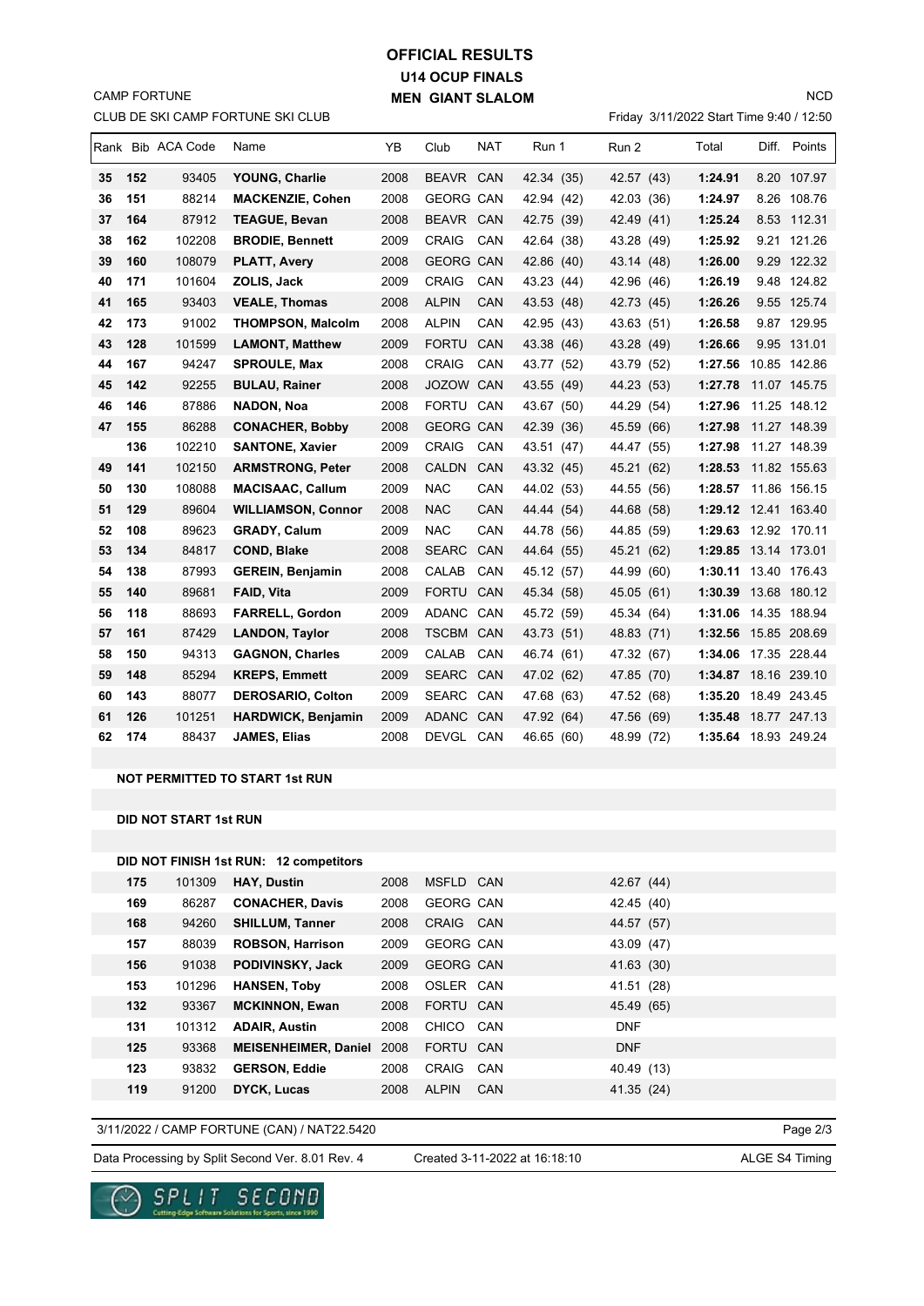# OFFICIAL RESULTS
## U14 OCUP FINALS
## MEN GIANT SLALOM

CAMP FORTUNE
CLUB DE SKI CAMP FORTUNE SKI CLUB

NCD
Friday 3/11/2022 Start Time 9:40 / 12:50

| Rank | Bib | ACA Code | Name | YB | Club | NAT | Run 1 | Run 2 | Total | Diff. | Points |
|---|---|---|---|---|---|---|---|---|---|---|---|
| 35 | 152 | 93405 | **YOUNG, Charlie** | 2008 | BEAVR | CAN | 42.34 (35) | 42.57 (43) | **1:24.91** | 8.20 | 107.97 |
| 36 | 151 | 88214 | **MACKENZIE, Cohen** | 2008 | GEORG | CAN | 42.94 (42) | 42.03 (36) | **1:24.97** | 8.26 | 108.76 |
| 37 | 164 | 87912 | **TEAGUE, Bevan** | 2008 | BEAVR | CAN | 42.75 (39) | 42.49 (41) | **1:25.24** | 8.53 | 112.31 |
| 38 | 162 | 102208 | **BRODIE, Bennett** | 2009 | CRAIG | CAN | 42.64 (38) | 43.28 (49) | **1:25.92** | 9.21 | 121.26 |
| 39 | 160 | 108079 | **PLATT, Avery** | 2008 | GEORG | CAN | 42.86 (40) | 43.14 (48) | **1:26.00** | 9.29 | 122.32 |
| 40 | 171 | 101604 | **ZOLIS, Jack** | 2009 | CRAIG | CAN | 43.23 (44) | 42.96 (46) | **1:26.19** | 9.48 | 124.82 |
| 41 | 165 | 93403 | **VEALE, Thomas** | 2008 | ALPIN | CAN | 43.53 (48) | 42.73 (45) | **1:26.26** | 9.55 | 125.74 |
| 42 | 173 | 91002 | **THOMPSON, Malcolm** | 2008 | ALPIN | CAN | 42.95 (43) | 43.63 (51) | **1:26.58** | 9.87 | 129.95 |
| 43 | 128 | 101599 | **LAMONT, Matthew** | 2009 | FORTU | CAN | 43.38 (46) | 43.28 (49) | **1:26.66** | 9.95 | 131.01 |
| 44 | 167 | 94247 | **SPROULE, Max** | 2008 | CRAIG | CAN | 43.77 (52) | 43.79 (52) | **1:27.56** | 10.85 | 142.86 |
| 45 | 142 | 92255 | **BULAU, Rainer** | 2008 | JOZOW | CAN | 43.55 (49) | 44.23 (53) | **1:27.78** | 11.07 | 145.75 |
| 46 | 146 | 87886 | **NADON, Noa** | 2008 | FORTU | CAN | 43.67 (50) | 44.29 (54) | **1:27.96** | 11.25 | 148.12 |
| 47 | 155 | 86288 | **CONACHER, Bobby** | 2008 | GEORG | CAN | 42.39 (36) | 45.59 (66) | **1:27.98** | 11.27 | 148.39 |
| | 136 | 102210 | **SANTONE, Xavier** | 2009 | CRAIG | CAN | 43.51 (47) | 44.47 (55) | **1:27.98** | 11.27 | 148.39 |
| 49 | 141 | 102150 | **ARMSTRONG, Peter** | 2008 | CALDN | CAN | 43.32 (45) | 45.21 (62) | **1:28.53** | 11.82 | 155.63 |
| 50 | 130 | 108088 | **MACISAAC, Callum** | 2009 | NAC | CAN | 44.02 (53) | 44.55 (56) | **1:28.57** | 11.86 | 156.15 |
| 51 | 129 | 89604 | **WILLIAMSON, Connor** | 2008 | NAC | CAN | 44.44 (54) | 44.68 (58) | **1:29.12** | 12.41 | 163.40 |
| 52 | 108 | 89623 | **GRADY, Calum** | 2009 | NAC | CAN | 44.78 (56) | 44.85 (59) | **1:29.63** | 12.92 | 170.11 |
| 53 | 134 | 84817 | **COND, Blake** | 2008 | SEARC | CAN | 44.64 (55) | 45.21 (62) | **1:29.85** | 13.14 | 173.01 |
| 54 | 138 | 87993 | **GEREIN, Benjamin** | 2008 | CALAB | CAN | 45.12 (57) | 44.99 (60) | **1:30.11** | 13.40 | 176.43 |
| 55 | 140 | 89681 | **FAID, Vita** | 2009 | FORTU | CAN | 45.34 (58) | 45.05 (61) | **1:30.39** | 13.68 | 180.12 |
| 56 | 118 | 88693 | **FARRELL, Gordon** | 2009 | ADANC | CAN | 45.72 (59) | 45.34 (64) | **1:31.06** | 14.35 | 188.94 |
| 57 | 161 | 87429 | **LANDON, Taylor** | 2008 | TSCBM | CAN | 43.73 (51) | 48.83 (71) | **1:32.56** | 15.85 | 208.69 |
| 58 | 150 | 94313 | **GAGNON, Charles** | 2009 | CALAB | CAN | 46.74 (61) | 47.32 (67) | **1:34.06** | 17.35 | 228.44 |
| 59 | 148 | 85294 | **KREPS, Emmett** | 2009 | SEARC | CAN | 47.02 (62) | 47.85 (70) | **1:34.87** | 18.16 | 239.10 |
| 60 | 143 | 88077 | **DEROSARIO, Colton** | 2009 | SEARC | CAN | 47.68 (63) | 47.52 (68) | **1:35.20** | 18.49 | 243.45 |
| 61 | 126 | 101251 | **HARDWICK, Benjamin** | 2009 | ADANC | CAN | 47.92 (64) | 47.56 (69) | **1:35.48** | 18.77 | 247.13 |
| 62 | 174 | 88437 | **JAMES, Elias** | 2008 | DEVGL | CAN | 46.65 (60) | 48.99 (72) | **1:35.64** | 18.93 | 249.24 |

**NOT PERMITTED TO START 1st RUN**

**DID NOT START 1st RUN**

**DID NOT FINISH 1st RUN: 12 competitors**

| Bib | ACA Code | Name | YB | Club | NAT | Run 2 |
|---|---|---|---|---|---|---|
| 175 | 101309 | **HAY, Dustin** | 2008 | MSFLD | CAN | 42.67 (44) |
| 169 | 86287 | **CONACHER, Davis** | 2008 | GEORG | CAN | 42.45 (40) |
| 168 | 94260 | **SHILLUM, Tanner** | 2008 | CRAIG | CAN | 44.57 (57) |
| 157 | 88039 | **ROBSON, Harrison** | 2009 | GEORG | CAN | 43.09 (47) |
| 156 | 91038 | **PODIVINSKY, Jack** | 2009 | GEORG | CAN | 41.63 (30) |
| 153 | 101296 | **HANSEN, Toby** | 2008 | OSLER | CAN | 41.51 (28) |
| 132 | 93367 | **MCKINNON, Ewan** | 2008 | FORTU | CAN | 45.49 (65) |
| 131 | 101312 | **ADAIR, Austin** | 2008 | CHICO | CAN | DNF |
| 125 | 93368 | **MEISENHEIMER, Daniel** | 2008 | FORTU | CAN | DNF |
| 123 | 93832 | **GERSON, Eddie** | 2008 | CRAIG | CAN | 40.49 (13) |
| 119 | 91200 | **DYCK, Lucas** | 2008 | ALPIN | CAN | 41.35 (24) |

3/11/2022 / CAMP FORTUNE (CAN) / NAT22.5420

Data Processing by Split Second Ver. 8.01 Rev. 4 — Created 3-11-2022 at 16:18:10 — ALGE S4 Timing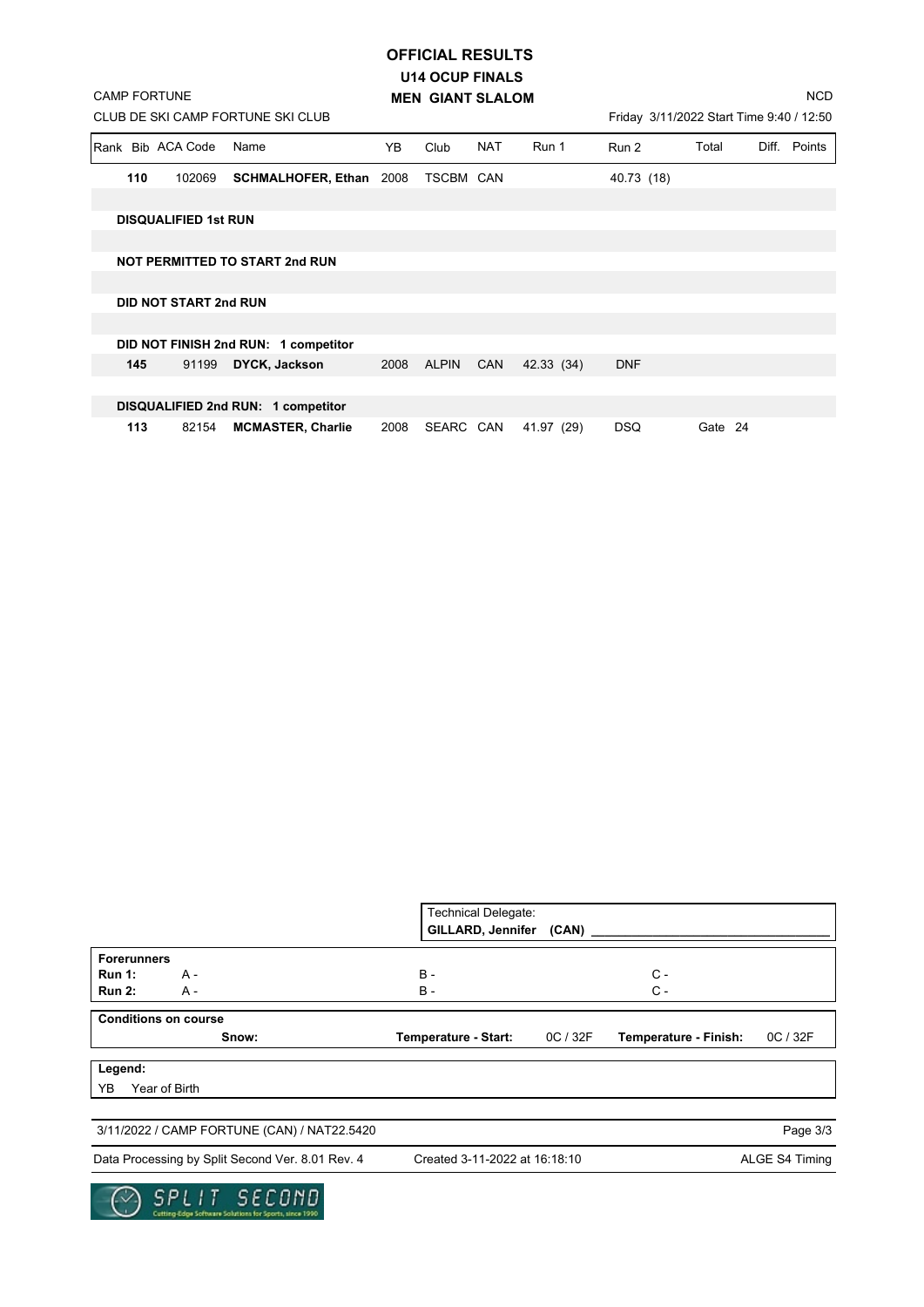# OFFICIAL RESULTS

## U14 OCUP FINALS

## MEN GIANT SLALOM

CAMP FORTUNE | NCD

CLUB DE SKI CAMP FORTUNE SKI CLUB | Friday 3/11/2022 Start Time 9:40 / 12:50

| Rank | Bib | ACA Code | Name | YB | Club | NAT | Run 1 | Run 2 | Total | Diff. | Points |
|---|---|---|---|---|---|---|---|---|---|---|---|
| | 110 | 102069 | **SCHMALHOFER, Ethan** | 2008 | TSCBM | CAN | | 40.73 (18) | | | |
| **DISQUALIFIED 1st RUN** | | | | | | | | | | | |
| **NOT PERMITTED TO START 2nd RUN** | | | | | | | | | | | |
| **DID NOT START 2nd RUN** | | | | | | | | | | | |
| **DID NOT FINISH 2nd RUN: 1 competitor** | | | | | | | | | | | |
| | 145 | 91199 | **DYCK, Jackson** | 2008 | ALPIN | CAN | 42.33 (34) | DNF | | | |
| **DISQUALIFIED 2nd RUN: 1 competitor** | | | | | | | | | | | |
| | 113 | 82154 | **MCMASTER, Charlie** | 2008 | SEARC | CAN | 41.97 (29) | DSQ | Gate 24 | | |

Technical Delegate:
**GILLARD, Jennifer (CAN)**

**Forerunners**

| | | | |
|---|---|---|---|
| **Run 1:** | A - | B - | C - |
| **Run 2:** | A - | B - | C - |

**Conditions on course**

Snow: | **Temperature - Start:** 0C / 32F | **Temperature - Finish:** 0C / 32F

**Legend:**

YB Year of Birth

3/11/2022 / CAMP FORTUNE (CAN) / NAT22.5420

Data Processing by Split Second Ver. 8.01 Rev. 4 | Created 3-11-2022 at 16:18:10 | ALGE S4 Timing